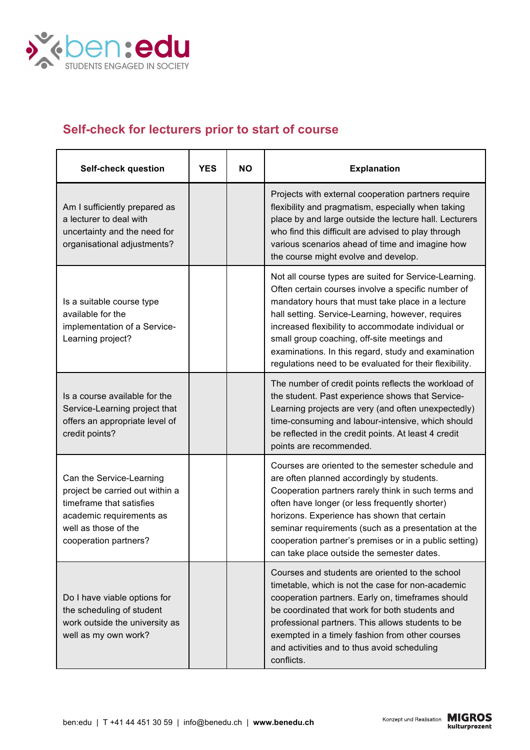ben:edu
STUDENTS ENGAGED IN SOCIETY

## Self-check for lecturers prior to start of course

| Self-check question | YES | NO | Explanation |
|---|---|---|---|
| Am I sufficiently prepared as a lecturer to deal with uncertainty and the need for organisational adjustments? | | | Projects with external cooperation partners require flexibility and pragmatism, especially when taking place by and large outside the lecture hall. Lecturers who find this difficult are advised to play through various scenarios ahead of time and imagine how the course might evolve and develop. |
| Is a suitable course type available for the implementation of a Service-Learning project? | | | Not all course types are suited for Service-Learning. Often certain courses involve a specific number of mandatory hours that must take place in a lecture hall setting. Service-Learning, however, requires increased flexibility to accommodate individual or small group coaching, off-site meetings and examinations. In this regard, study and examination regulations need to be evaluated for their flexibility. |
| Is a course available for the Service-Learning project that offers an appropriate level of credit points? | | | The number of credit points reflects the workload of the student. Past experience shows that Service-Learning projects are very (and often unexpectedly) time-consuming and labour-intensive, which should be reflected in the credit points. At least 4 credit points are recommended. |
| Can the Service-Learning project be carried out within a timeframe that satisfies academic requirements as well as those of the cooperation partners? | | | Courses are oriented to the semester schedule and are often planned accordingly by students. Cooperation partners rarely think in such terms and often have longer (or less frequently shorter) horizons. Experience has shown that certain seminar requirements (such as a presentation at the cooperation partner's premises or in a public setting) can take place outside the semester dates. |
| Do I have viable options for the scheduling of student work outside the university as well as my own work? | | | Courses and students are oriented to the school timetable, which is not the case for non-academic cooperation partners. Early on, timeframes should be coordinated that work for both students and professional partners. This allows students to be exempted in a timely fashion from other courses and activities and to thus avoid scheduling conflicts. |

ben:edu | T +41 44 451 30 59 | info@benedu.ch | **www.benedu.ch**

Konzept und Realisation **MIGROS kulturprozent**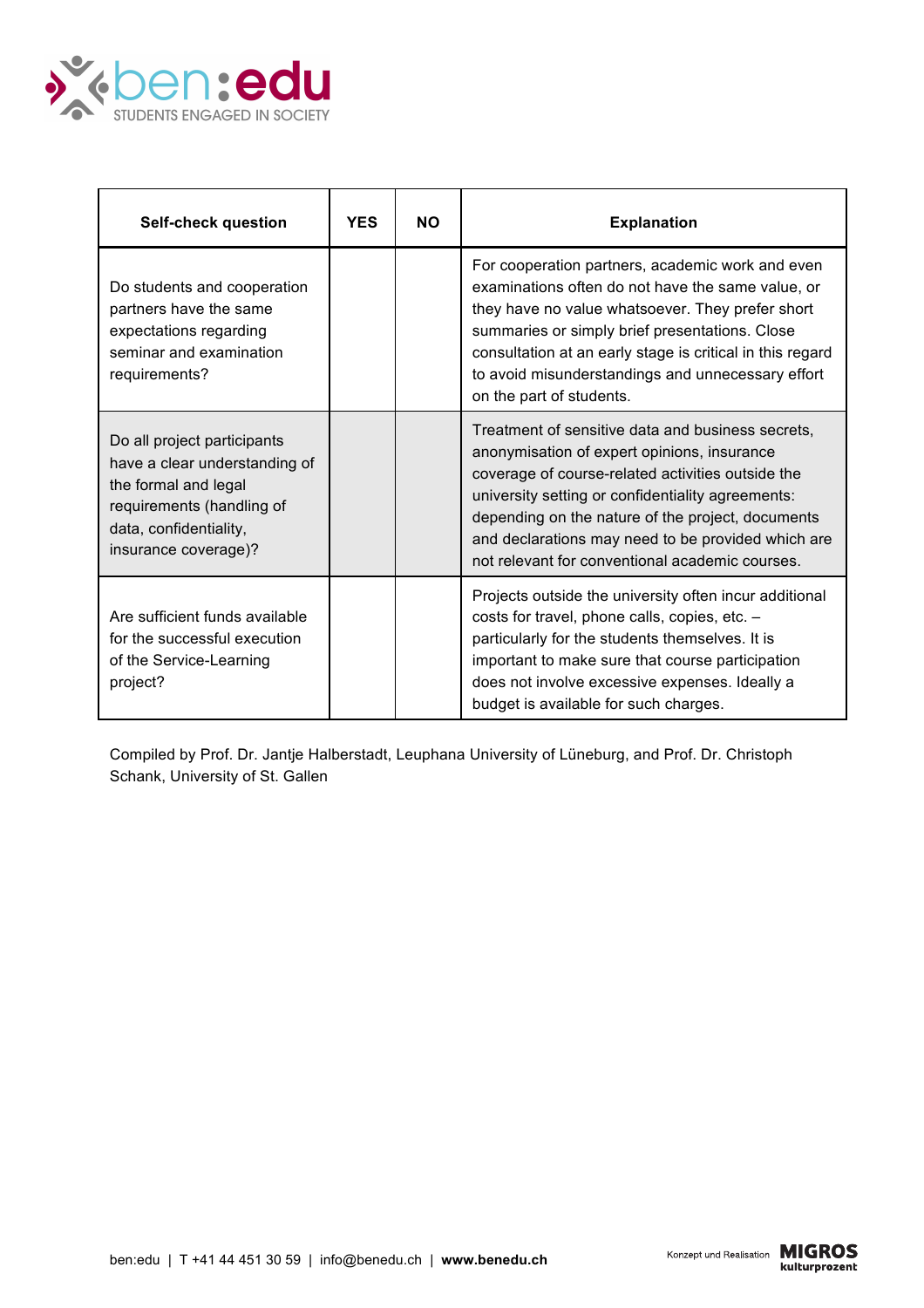| Self-check question | YES | NO | Explanation |
|---|---|---|---|
| Do students and cooperation partners have the same expectations regarding seminar and examination requirements? | | | For cooperation partners, academic work and even examinations often do not have the same value, or they have no value whatsoever. They prefer short summaries or simply brief presentations. Close consultation at an early stage is critical in this regard to avoid misunderstandings and unnecessary effort on the part of students. |
| Do all project participants have a clear understanding of the formal and legal requirements (handling of data, confidentiality, insurance coverage)? | | | Treatment of sensitive data and business secrets, anonymisation of expert opinions, insurance coverage of course-related activities outside the university setting or confidentiality agreements: depending on the nature of the project, documents and declarations may need to be provided which are not relevant for conventional academic courses. |
| Are sufficient funds available for the successful execution of the Service-Learning project? | | | Projects outside the university often incur additional costs for travel, phone calls, copies, etc. – particularly for the students themselves. It is important to make sure that course participation does not involve excessive expenses. Ideally a budget is available for such charges. |

Compiled by Prof. Dr. Jantje Halberstadt, Leuphana University of Lüneburg, and Prof. Dr. Christoph Schank, University of St. Gallen